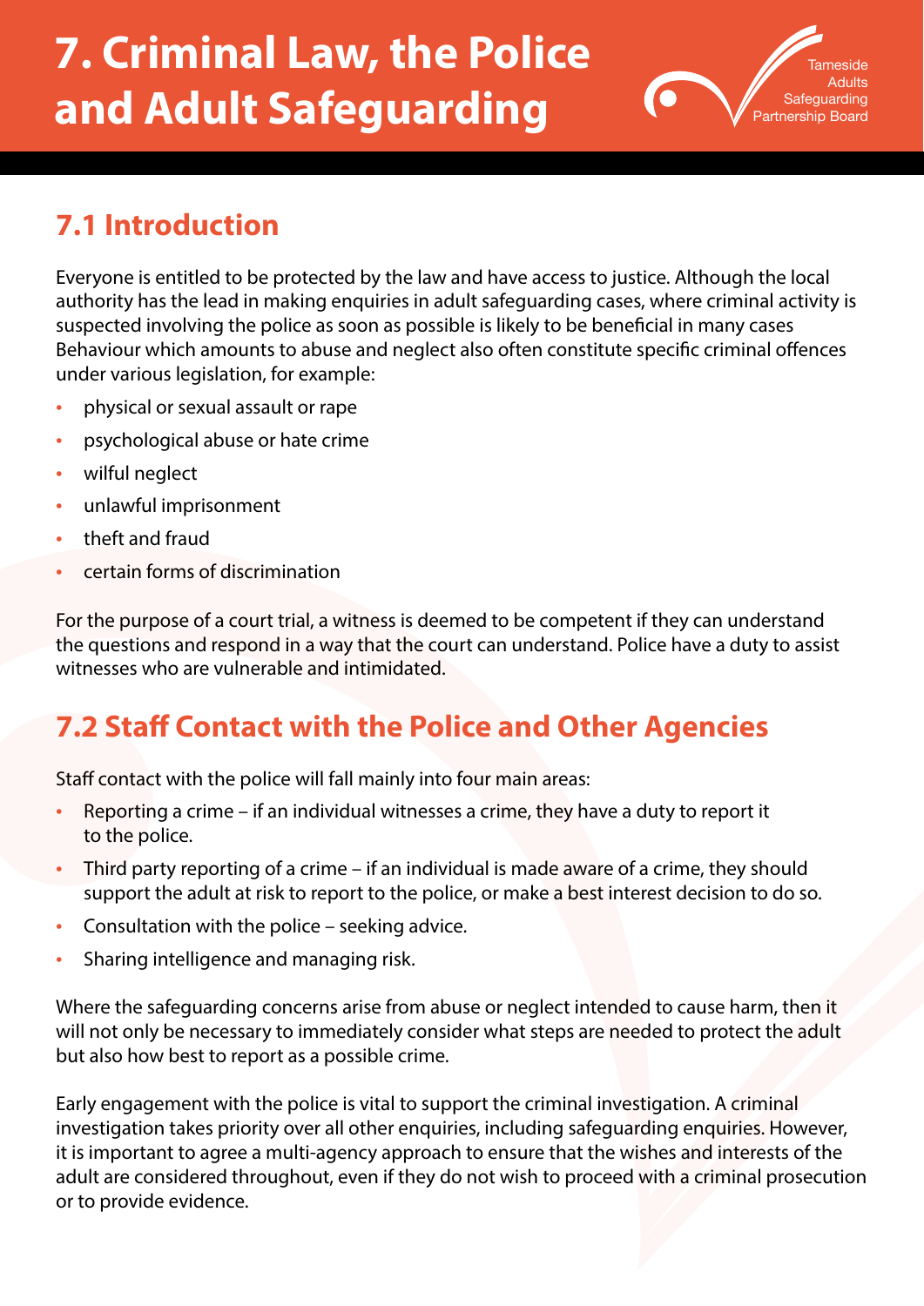# 7. Criminal Law, the Police and Adult Safeguarding

## 7.1 Introduction

Everyone is entitled to be protected by the law and have access to justice. Although the local authority has the lead in making enquiries in adult safeguarding cases, where criminal activity is suspected involving the police as soon as possible is likely to be beneficial in many cases Behaviour which amounts to abuse and neglect also often constitute specific criminal offences under various legislation, for example:

- physical or sexual assault or rape
- psychological abuse or hate crime
- wilful neglect
- unlawful imprisonment
- theft and fraud
- certain forms of discrimination

For the purpose of a court trial, a witness is deemed to be competent if they can understand the questions and respond in a way that the court can understand. Police have a duty to assist witnesses who are vulnerable and intimidated.

## 7.2 Staff Contact with the Police and Other Agencies

Staff contact with the police will fall mainly into four main areas:

- Reporting a crime – if an individual witnesses a crime, they have a duty to report it to the police.
- Third party reporting of a crime – if an individual is made aware of a crime, they should support the adult at risk to report to the police, or make a best interest decision to do so.
- Consultation with the police – seeking advice.
- Sharing intelligence and managing risk.

Where the safeguarding concerns arise from abuse or neglect intended to cause harm, then it will not only be necessary to immediately consider what steps are needed to protect the adult but also how best to report as a possible crime.

Early engagement with the police is vital to support the criminal investigation. A criminal investigation takes priority over all other enquiries, including safeguarding enquiries. However, it is important to agree a multi-agency approach to ensure that the wishes and interests of the adult are considered throughout, even if they do not wish to proceed with a criminal prosecution or to provide evidence.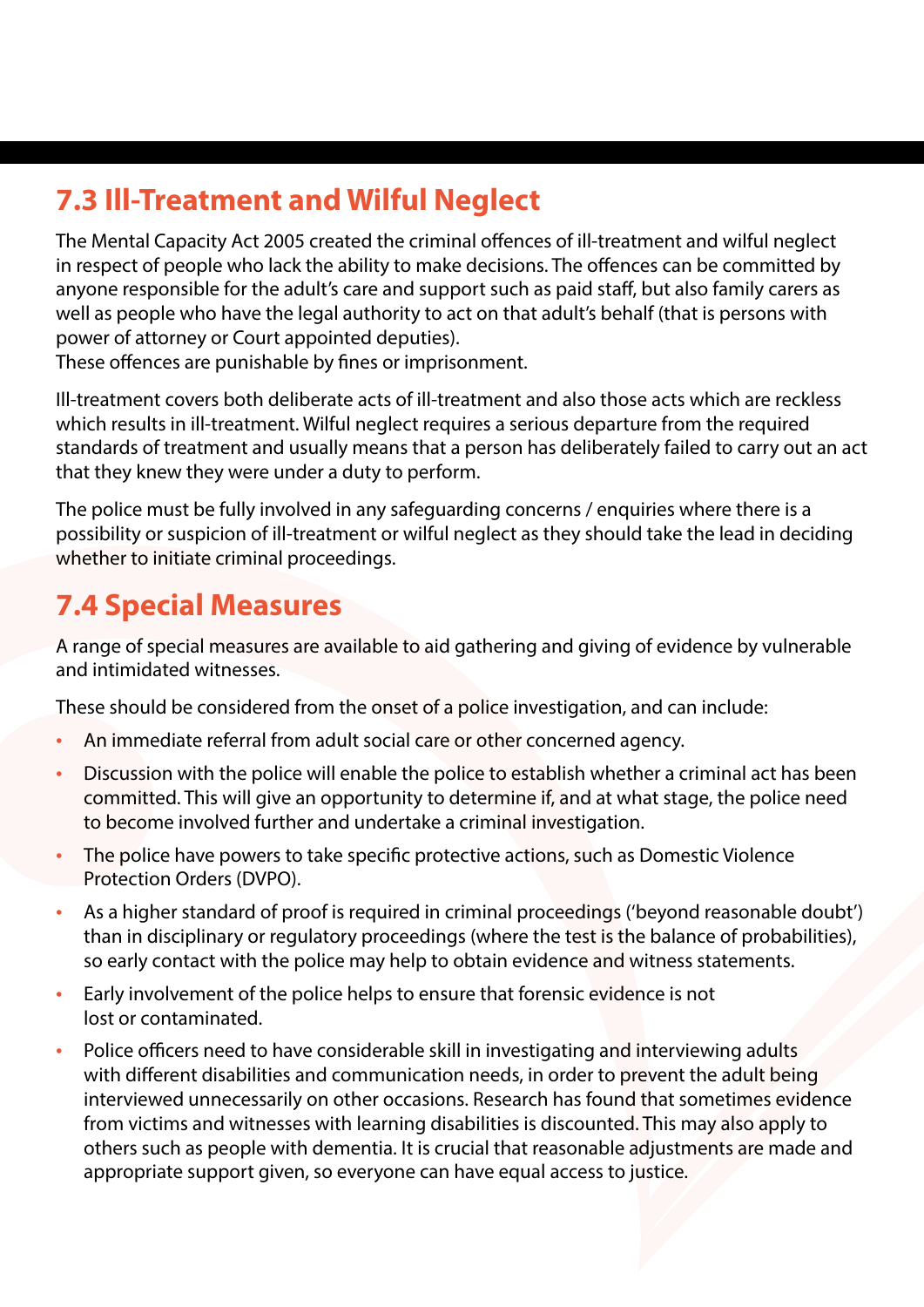## 7.3 Ill-Treatment and Wilful Neglect

The Mental Capacity Act 2005 created the criminal offences of ill-treatment and wilful neglect in respect of people who lack the ability to make decisions. The offences can be committed by anyone responsible for the adult's care and support such as paid staff, but also family carers as well as people who have the legal authority to act on that adult's behalf (that is persons with power of attorney or Court appointed deputies).
These offences are punishable by fines or imprisonment.

Ill-treatment covers both deliberate acts of ill-treatment and also those acts which are reckless which results in ill-treatment. Wilful neglect requires a serious departure from the required standards of treatment and usually means that a person has deliberately failed to carry out an act that they knew they were under a duty to perform.

The police must be fully involved in any safeguarding concerns / enquiries where there is a possibility or suspicion of ill-treatment or wilful neglect as they should take the lead in deciding whether to initiate criminal proceedings.

## 7.4 Special Measures

A range of special measures are available to aid gathering and giving of evidence by vulnerable and intimidated witnesses.

These should be considered from the onset of a police investigation, and can include:

- An immediate referral from adult social care or other concerned agency.
- Discussion with the police will enable the police to establish whether a criminal act has been committed. This will give an opportunity to determine if, and at what stage, the police need to become involved further and undertake a criminal investigation.
- The police have powers to take specific protective actions, such as Domestic Violence Protection Orders (DVPO).
- As a higher standard of proof is required in criminal proceedings ('beyond reasonable doubt') than in disciplinary or regulatory proceedings (where the test is the balance of probabilities), so early contact with the police may help to obtain evidence and witness statements.
- Early involvement of the police helps to ensure that forensic evidence is not lost or contaminated.
- Police officers need to have considerable skill in investigating and interviewing adults with different disabilities and communication needs, in order to prevent the adult being interviewed unnecessarily on other occasions. Research has found that sometimes evidence from victims and witnesses with learning disabilities is discounted. This may also apply to others such as people with dementia. It is crucial that reasonable adjustments are made and appropriate support given, so everyone can have equal access to justice.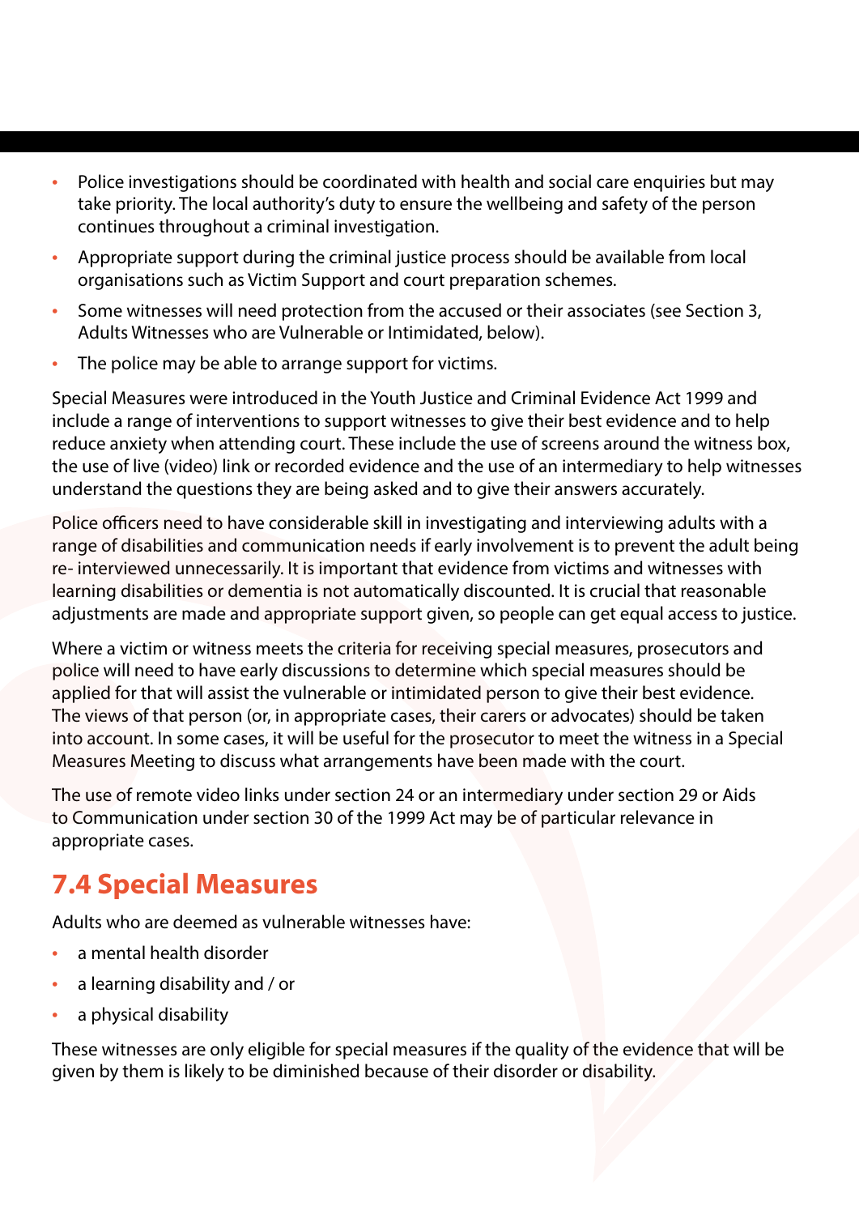- Police investigations should be coordinated with health and social care enquiries but may take priority. The local authority's duty to ensure the wellbeing and safety of the person continues throughout a criminal investigation.
- Appropriate support during the criminal justice process should be available from local organisations such as Victim Support and court preparation schemes.
- Some witnesses will need protection from the accused or their associates (see Section 3, Adults Witnesses who are Vulnerable or Intimidated, below).
- The police may be able to arrange support for victims.

Special Measures were introduced in the Youth Justice and Criminal Evidence Act 1999 and include a range of interventions to support witnesses to give their best evidence and to help reduce anxiety when attending court. These include the use of screens around the witness box, the use of live (video) link or recorded evidence and the use of an intermediary to help witnesses understand the questions they are being asked and to give their answers accurately.

Police officers need to have considerable skill in investigating and interviewing adults with a range of disabilities and communication needs if early involvement is to prevent the adult being re- interviewed unnecessarily. It is important that evidence from victims and witnesses with learning disabilities or dementia is not automatically discounted. It is crucial that reasonable adjustments are made and appropriate support given, so people can get equal access to justice.

Where a victim or witness meets the criteria for receiving special measures, prosecutors and police will need to have early discussions to determine which special measures should be applied for that will assist the vulnerable or intimidated person to give their best evidence. The views of that person (or, in appropriate cases, their carers or advocates) should be taken into account. In some cases, it will be useful for the prosecutor to meet the witness in a Special Measures Meeting to discuss what arrangements have been made with the court.

The use of remote video links under section 24 or an intermediary under section 29 or Aids to Communication under section 30 of the 1999 Act may be of particular relevance in appropriate cases.

## 7.4 Special Measures

Adults who are deemed as vulnerable witnesses have:

- a mental health disorder
- a learning disability and / or
- a physical disability

These witnesses are only eligible for special measures if the quality of the evidence that will be given by them is likely to be diminished because of their disorder or disability.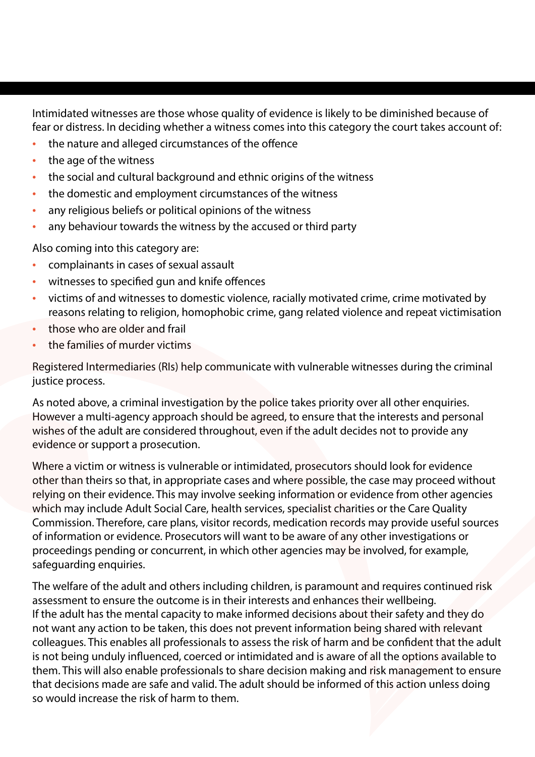Intimidated witnesses are those whose quality of evidence is likely to be diminished because of fear or distress. In deciding whether a witness comes into this category the court takes account of:

- the nature and alleged circumstances of the offence
- the age of the witness
- the social and cultural background and ethnic origins of the witness
- the domestic and employment circumstances of the witness
- any religious beliefs or political opinions of the witness
- any behaviour towards the witness by the accused or third party

Also coming into this category are:

- complainants in cases of sexual assault
- witnesses to specified gun and knife offences
- victims of and witnesses to domestic violence, racially motivated crime, crime motivated by reasons relating to religion, homophobic crime, gang related violence and repeat victimisation
- those who are older and frail
- the families of murder victims

Registered Intermediaries (RIs) help communicate with vulnerable witnesses during the criminal justice process.

As noted above, a criminal investigation by the police takes priority over all other enquiries. However a multi-agency approach should be agreed, to ensure that the interests and personal wishes of the adult are considered throughout, even if the adult decides not to provide any evidence or support a prosecution.

Where a victim or witness is vulnerable or intimidated, prosecutors should look for evidence other than theirs so that, in appropriate cases and where possible, the case may proceed without relying on their evidence. This may involve seeking information or evidence from other agencies which may include Adult Social Care, health services, specialist charities or the Care Quality Commission. Therefore, care plans, visitor records, medication records may provide useful sources of information or evidence. Prosecutors will want to be aware of any other investigations or proceedings pending or concurrent, in which other agencies may be involved, for example, safeguarding enquiries.

The welfare of the adult and others including children, is paramount and requires continued risk assessment to ensure the outcome is in their interests and enhances their wellbeing.
If the adult has the mental capacity to make informed decisions about their safety and they do not want any action to be taken, this does not prevent information being shared with relevant colleagues. This enables all professionals to assess the risk of harm and be confident that the adult is not being unduly influenced, coerced or intimidated and is aware of all the options available to them. This will also enable professionals to share decision making and risk management to ensure that decisions made are safe and valid. The adult should be informed of this action unless doing so would increase the risk of harm to them.